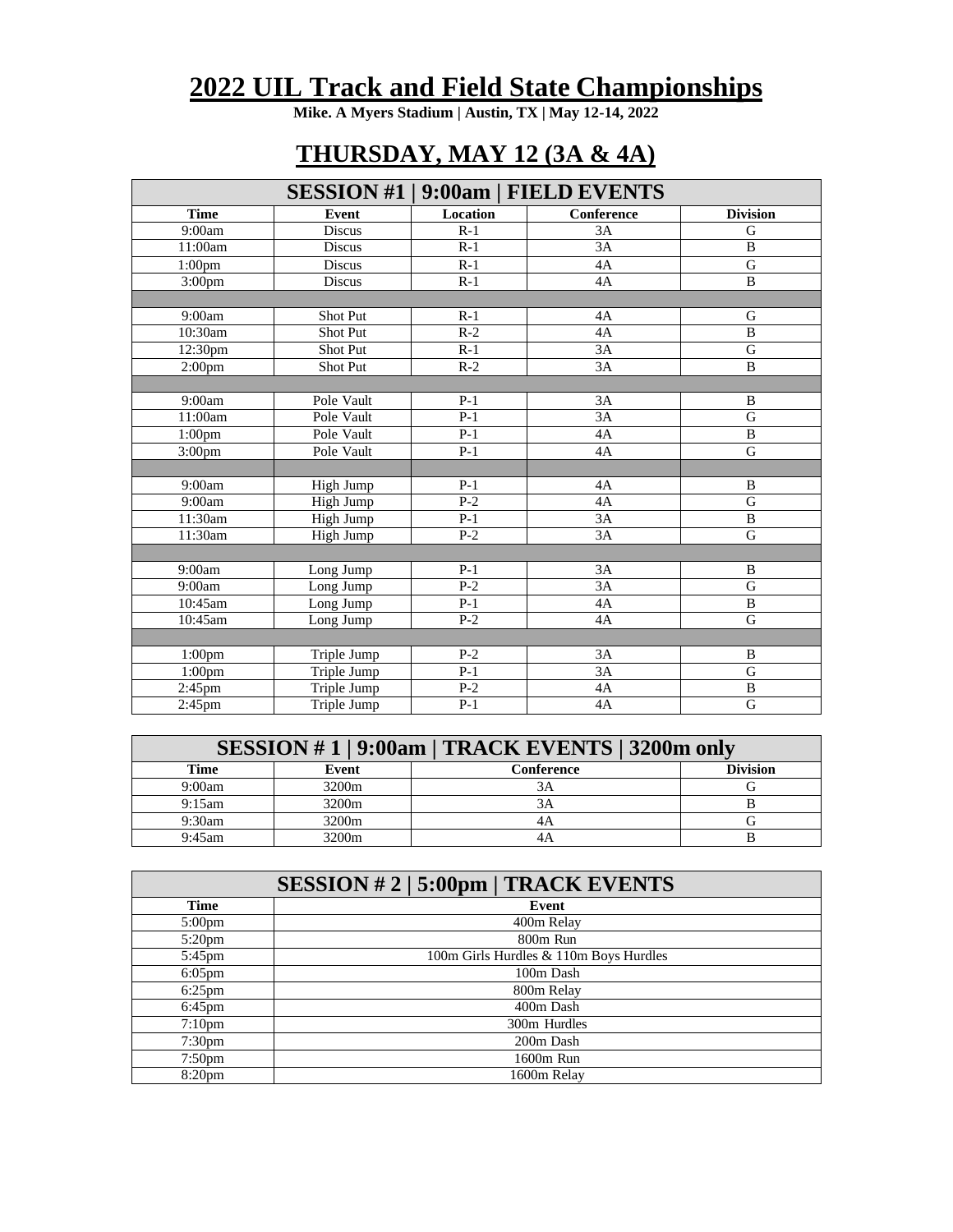# 2022 UIL Track and Field State Championships

**Mike. A Myers Stadium | Austin, TX | May 12-14, 2022**

## THURSDAY, MAY 12 (3A & 4A)

| SESSION #1 \| 9:00am \| FIELD EVENTS | | | | |
|---|---|---|---|---|
| **Time** | **Event** | **Location** | **Conference** | **Division** |
| 9:00am | Discus | R-1 | 3A | G |
| 11:00am | Discus | R-1 | 3A | B |
| 1:00pm | Discus | R-1 | 4A | G |
| 3:00pm | Discus | R-1 | 4A | B |
| | | | | |
| 9:00am | Shot Put | R-1 | 4A | G |
| 10:30am | Shot Put | R-2 | 4A | B |
| 12:30pm | Shot Put | R-1 | 3A | G |
| 2:00pm | Shot Put | R-2 | 3A | B |
| | | | | |
| 9:00am | Pole Vault | P-1 | 3A | B |
| 11:00am | Pole Vault | P-1 | 3A | G |
| 1:00pm | Pole Vault | P-1 | 4A | B |
| 3:00pm | Pole Vault | P-1 | 4A | G |
| | | | | |
| 9:00am | High Jump | P-1 | 4A | B |
| 9:00am | High Jump | P-2 | 4A | G |
| 11:30am | High Jump | P-1 | 3A | B |
| 11:30am | High Jump | P-2 | 3A | G |
| | | | | |
| 9:00am | Long Jump | P-1 | 3A | B |
| 9:00am | Long Jump | P-2 | 3A | G |
| 10:45am | Long Jump | P-1 | 4A | B |
| 10:45am | Long Jump | P-2 | 4A | G |
| | | | | |
| 1:00pm | Triple Jump | P-2 | 3A | B |
| 1:00pm | Triple Jump | P-1 | 3A | G |
| 2:45pm | Triple Jump | P-2 | 4A | B |
| 2:45pm | Triple Jump | P-1 | 4A | G |

| SESSION # 1 \| 9:00am \| TRACK EVENTS \| 3200m only | | | |
|---|---|---|---|
| **Time** | **Event** | **Conference** | **Division** |
| 9:00am | 3200m | 3A | G |
| 9:15am | 3200m | 3A | B |
| 9:30am | 3200m | 4A | G |
| 9:45am | 3200m | 4A | B |

| SESSION # 2 \| 5:00pm \| TRACK EVENTS | |
|---|---|
| **Time** | **Event** |
| 5:00pm | 400m Relay |
| 5:20pm | 800m Run |
| 5:45pm | 100m Girls Hurdles & 110m Boys Hurdles |
| 6:05pm | 100m Dash |
| 6:25pm | 800m Relay |
| 6:45pm | 400m Dash |
| 7:10pm | 300m Hurdles |
| 7:30pm | 200m Dash |
| 7:50pm | 1600m Run |
| 8:20pm | 1600m Relay |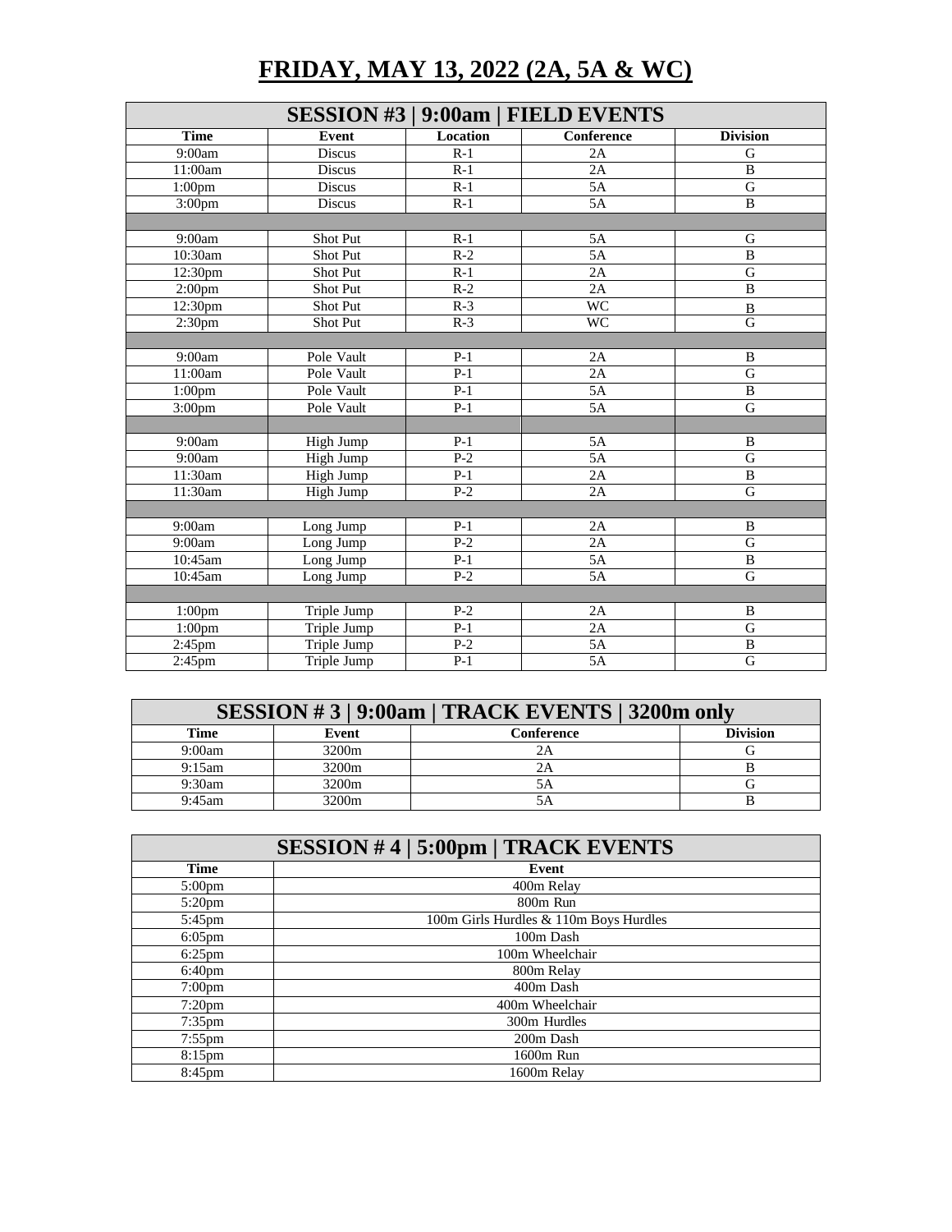# FRIDAY, MAY 13, 2022 (2A, 5A & WC)

| SESSION #3 \| 9:00am \| FIELD EVENTS | | | | |
|---|---|---|---|---|
| **Time** | **Event** | **Location** | **Conference** | **Division** |
| 9:00am | Discus | R-1 | 2A | G |
| 11:00am | Discus | R-1 | 2A | B |
| 1:00pm | Discus | R-1 | 5A | G |
| 3:00pm | Discus | R-1 | 5A | B |
| | | | | |
| 9:00am | Shot Put | R-1 | 5A | G |
| 10:30am | Shot Put | R-2 | 5A | B |
| 12:30pm | Shot Put | R-1 | 2A | G |
| 2:00pm | Shot Put | R-2 | 2A | B |
| 12:30pm | Shot Put | R-3 | WC | B |
| 2:30pm | Shot Put | R-3 | WC | G |
| | | | | |
| 9:00am | Pole Vault | P-1 | 2A | B |
| 11:00am | Pole Vault | P-1 | 2A | G |
| 1:00pm | Pole Vault | P-1 | 5A | B |
| 3:00pm | Pole Vault | P-1 | 5A | G |
| | | | | |
| 9:00am | High Jump | P-1 | 5A | B |
| 9:00am | High Jump | P-2 | 5A | G |
| 11:30am | High Jump | P-1 | 2A | B |
| 11:30am | High Jump | P-2 | 2A | G |
| | | | | |
| 9:00am | Long Jump | P-1 | 2A | B |
| 9:00am | Long Jump | P-2 | 2A | G |
| 10:45am | Long Jump | P-1 | 5A | B |
| 10:45am | Long Jump | P-2 | 5A | G |
| | | | | |
| 1:00pm | Triple Jump | P-2 | 2A | B |
| 1:00pm | Triple Jump | P-1 | 2A | G |
| 2:45pm | Triple Jump | P-2 | 5A | B |
| 2:45pm | Triple Jump | P-1 | 5A | G |

| SESSION # 3 \| 9:00am \| TRACK EVENTS \| 3200m only | | | |
|---|---|---|---|
| **Time** | **Event** | **Conference** | **Division** |
| 9:00am | 3200m | 2A | G |
| 9:15am | 3200m | 2A | B |
| 9:30am | 3200m | 5A | G |
| 9:45am | 3200m | 5A | B |

| SESSION # 4 \| 5:00pm \| TRACK EVENTS | |
|---|---|
| **Time** | **Event** |
| 5:00pm | 400m Relay |
| 5:20pm | 800m Run |
| 5:45pm | 100m Girls Hurdles & 110m Boys Hurdles |
| 6:05pm | 100m Dash |
| 6:25pm | 100m Wheelchair |
| 6:40pm | 800m Relay |
| 7:00pm | 400m Dash |
| 7:20pm | 400m Wheelchair |
| 7:35pm | 300m Hurdles |
| 7:55pm | 200m Dash |
| 8:15pm | 1600m Run |
| 8:45pm | 1600m Relay |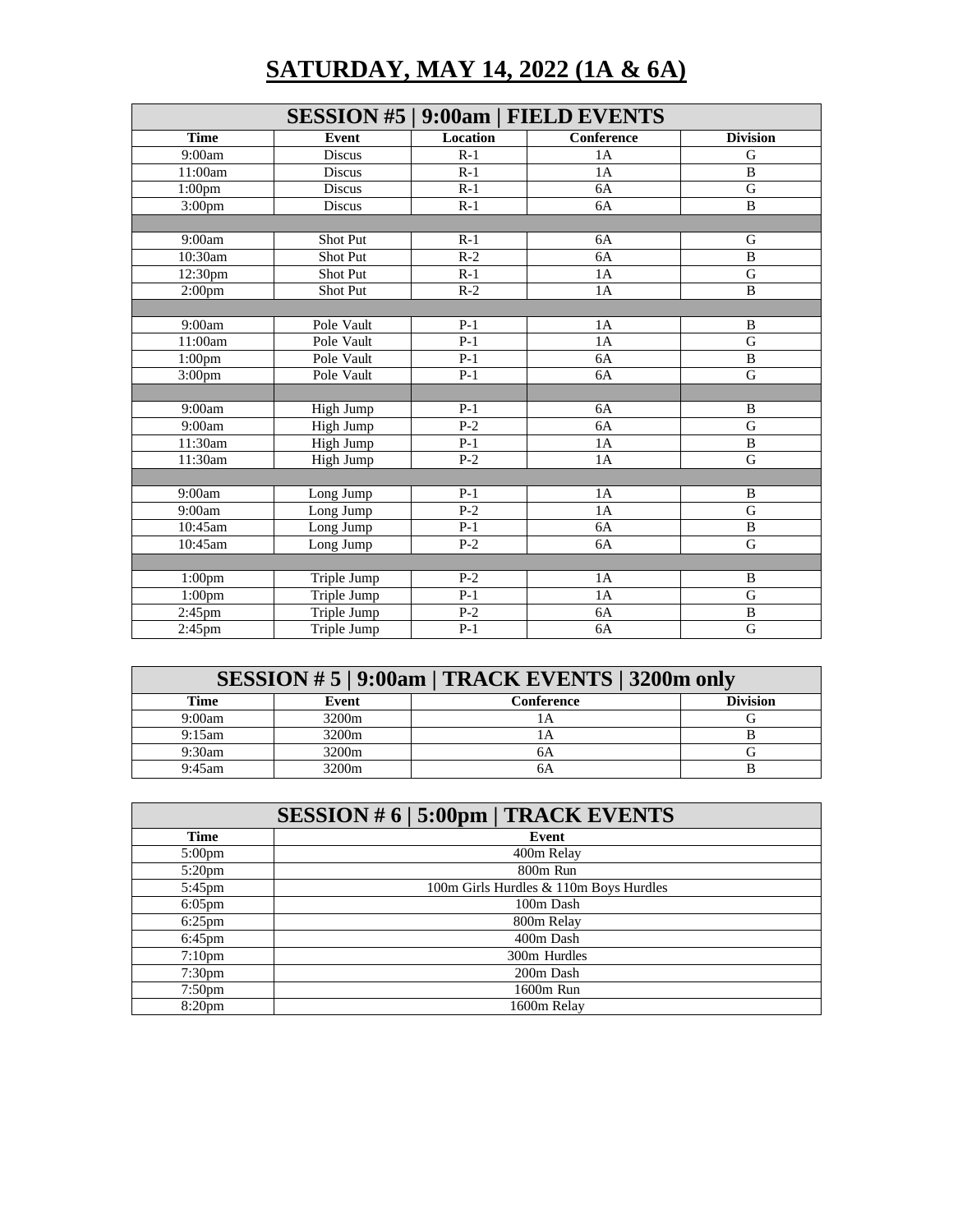# SATURDAY, MAY 14, 2022 (1A & 6A)

| SESSION #5 \| 9:00am \| FIELD EVENTS | | | | |
|---|---|---|---|---|
| **Time** | **Event** | **Location** | **Conference** | **Division** |
| 9:00am | Discus | R-1 | 1A | G |
| 11:00am | Discus | R-1 | 1A | B |
| 1:00pm | Discus | R-1 | 6A | G |
| 3:00pm | Discus | R-1 | 6A | B |
| | | | | |
| 9:00am | Shot Put | R-1 | 6A | G |
| 10:30am | Shot Put | R-2 | 6A | B |
| 12:30pm | Shot Put | R-1 | 1A | G |
| 2:00pm | Shot Put | R-2 | 1A | B |
| | | | | |
| 9:00am | Pole Vault | P-1 | 1A | B |
| 11:00am | Pole Vault | P-1 | 1A | G |
| 1:00pm | Pole Vault | P-1 | 6A | B |
| 3:00pm | Pole Vault | P-1 | 6A | G |
| | | | | |
| 9:00am | High Jump | P-1 | 6A | B |
| 9:00am | High Jump | P-2 | 6A | G |
| 11:30am | High Jump | P-1 | 1A | B |
| 11:30am | High Jump | P-2 | 1A | G |
| | | | | |
| 9:00am | Long Jump | P-1 | 1A | B |
| 9:00am | Long Jump | P-2 | 1A | G |
| 10:45am | Long Jump | P-1 | 6A | B |
| 10:45am | Long Jump | P-2 | 6A | G |
| | | | | |
| 1:00pm | Triple Jump | P-2 | 1A | B |
| 1:00pm | Triple Jump | P-1 | 1A | G |
| 2:45pm | Triple Jump | P-2 | 6A | B |
| 2:45pm | Triple Jump | P-1 | 6A | G |

| SESSION # 5 \| 9:00am \| TRACK EVENTS \| 3200m only | | | |
|---|---|---|---|
| **Time** | **Event** | **Conference** | **Division** |
| 9:00am | 3200m | 1A | G |
| 9:15am | 3200m | 1A | B |
| 9:30am | 3200m | 6A | G |
| 9:45am | 3200m | 6A | B |

| SESSION # 6 \| 5:00pm \| TRACK EVENTS | |
|---|---|
| **Time** | **Event** |
| 5:00pm | 400m Relay |
| 5:20pm | 800m Run |
| 5:45pm | 100m Girls Hurdles & 110m Boys Hurdles |
| 6:05pm | 100m Dash |
| 6:25pm | 800m Relay |
| 6:45pm | 400m Dash |
| 7:10pm | 300m Hurdles |
| 7:30pm | 200m Dash |
| 7:50pm | 1600m Run |
| 8:20pm | 1600m Relay |